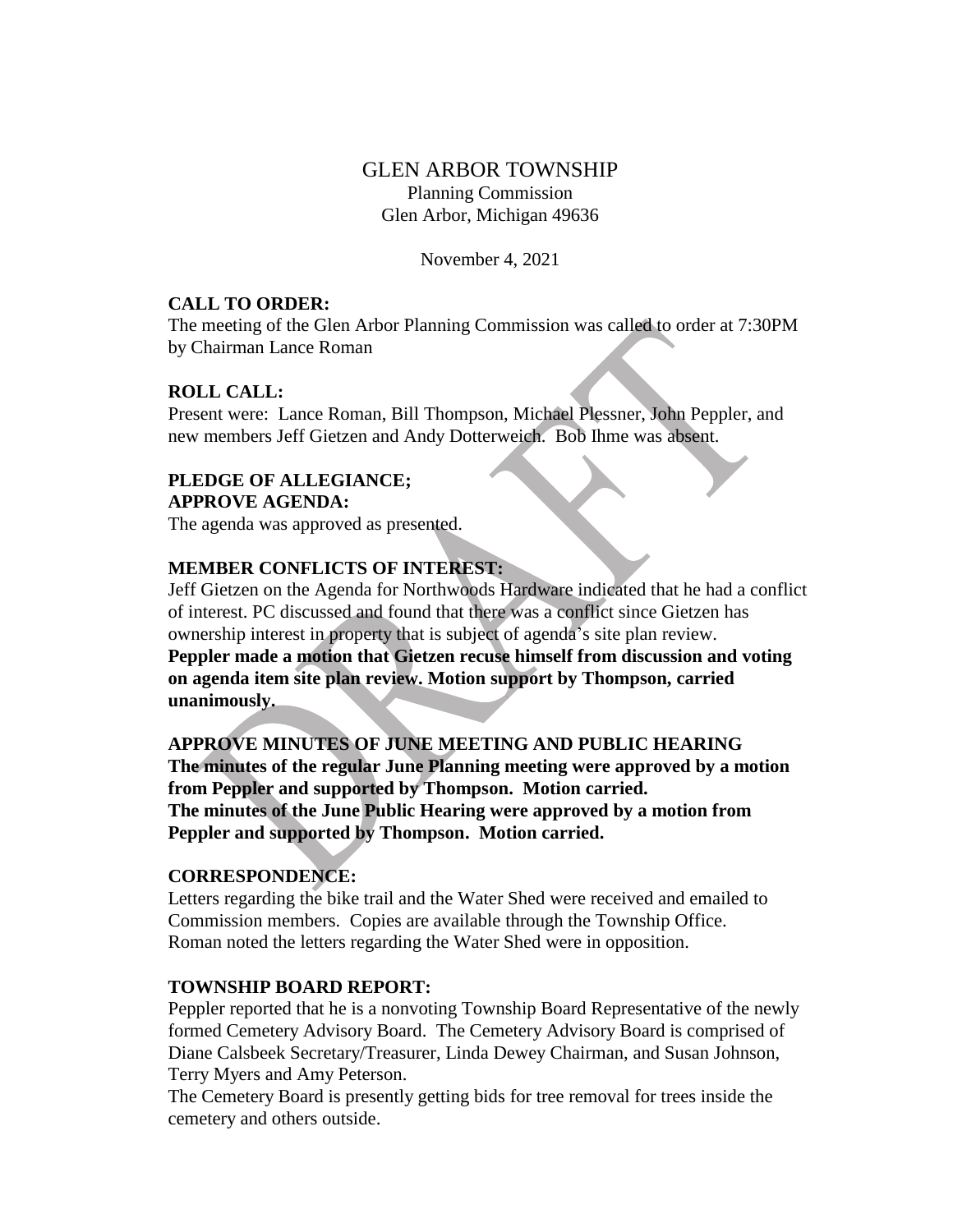# GLEN ARBOR TOWNSHIP

Planning Commission
Glen Arbor, Michigan 49636

November 4, 2021

**CALL TO ORDER:**
The meeting of the Glen Arbor Planning Commission was called to order at 7:30PM by Chairman Lance Roman

**ROLL CALL:**
Present were: Lance Roman, Bill Thompson, Michael Plessner, John Peppler, and new members Jeff Gietzen and Andy Dotterweich. Bob Ihme was absent.

**PLEDGE OF ALLEGIANCE;**
**APPROVE AGENDA:**
The agenda was approved as presented.

**MEMBER CONFLICTS OF INTEREST:**
Jeff Gietzen on the Agenda for Northwoods Hardware indicated that he had a conflict of interest. PC discussed and found that there was a conflict since Gietzen has ownership interest in property that is subject of agenda's site plan review.
**Peppler made a motion that Gietzen recuse himself from discussion and voting on agenda item site plan review. Motion support by Thompson, carried unanimously.**

**APPROVE MINUTES OF JUNE MEETING AND PUBLIC HEARING**
**The minutes of the regular June Planning meeting were approved by a motion from Peppler and supported by Thompson. Motion carried.**
**The minutes of the June Public Hearing were approved by a motion from Peppler and supported by Thompson. Motion carried.**

**CORRESPONDENCE:**
Letters regarding the bike trail and the Water Shed were received and emailed to Commission members. Copies are available through the Township Office.
Roman noted the letters regarding the Water Shed were in opposition.

**TOWNSHIP BOARD REPORT:**
Peppler reported that he is a nonvoting Township Board Representative of the newly formed Cemetery Advisory Board. The Cemetery Advisory Board is comprised of Diane Calsbeek Secretary/Treasurer, Linda Dewey Chairman, and Susan Johnson, Terry Myers and Amy Peterson.
The Cemetery Board is presently getting bids for tree removal for trees inside the cemetery and others outside.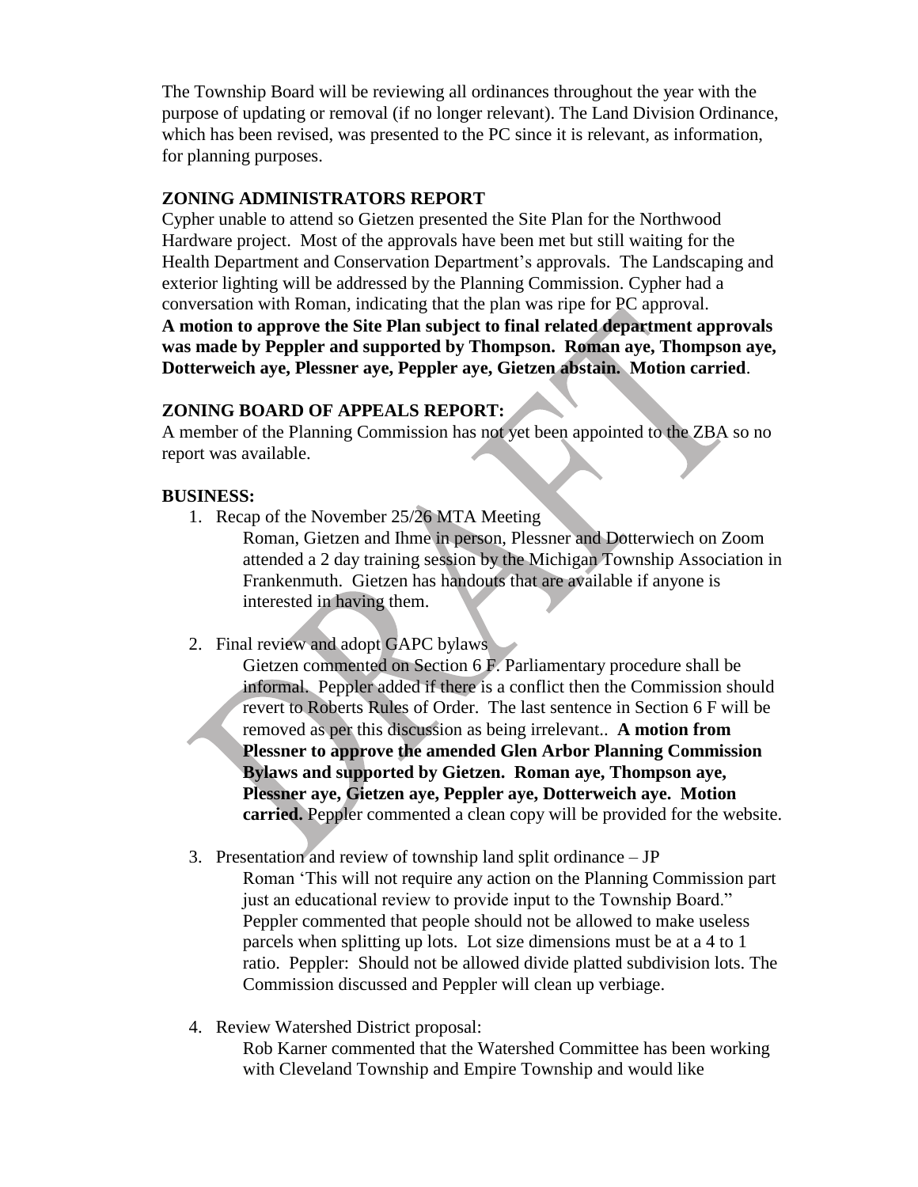The Township Board will be reviewing all ordinances throughout the year with the purpose of updating or removal (if no longer relevant). The Land Division Ordinance, which has been revised, was presented to the PC since it is relevant, as information, for planning purposes.

**ZONING ADMINISTRATORS REPORT**

Cypher unable to attend so Gietzen presented the Site Plan for the Northwood Hardware project. Most of the approvals have been met but still waiting for the Health Department and Conservation Department's approvals. The Landscaping and exterior lighting will be addressed by the Planning Commission. Cypher had a conversation with Roman, indicating that the plan was ripe for PC approval. **A motion to approve the Site Plan subject to final related department approvals was made by Peppler and supported by Thompson. Roman aye, Thompson aye, Dotterweich aye, Plessner aye, Peppler aye, Gietzen abstain. Motion carried**.

**ZONING BOARD OF APPEALS REPORT:**

A member of the Planning Commission has not yet been appointed to the ZBA so no report was available.

**BUSINESS:**

1. Recap of the November 25/26 MTA Meeting

   Roman, Gietzen and Ihme in person, Plessner and Dotterwiech on Zoom attended a 2 day training session by the Michigan Township Association in Frankenmuth. Gietzen has handouts that are available if anyone is interested in having them.

2. Final review and adopt GAPC bylaws

   Gietzen commented on Section 6 F. Parliamentary procedure shall be informal. Peppler added if there is a conflict then the Commission should revert to Roberts Rules of Order. The last sentence in Section 6 F will be removed as per this discussion as being irrelevant.. **A motion from Plessner to approve the amended Glen Arbor Planning Commission Bylaws and supported by Gietzen. Roman aye, Thompson aye, Plessner aye, Gietzen aye, Peppler aye, Dotterweich aye. Motion carried.** Peppler commented a clean copy will be provided for the website.

3. Presentation and review of township land split ordinance – JP

   Roman 'This will not require any action on the Planning Commission part just an educational review to provide input to the Township Board." Peppler commented that people should not be allowed to make useless parcels when splitting up lots. Lot size dimensions must be at a 4 to 1 ratio. Peppler: Should not be allowed divide platted subdivision lots. The Commission discussed and Peppler will clean up verbiage.

4. Review Watershed District proposal:

   Rob Karner commented that the Watershed Committee has been working with Cleveland Township and Empire Township and would like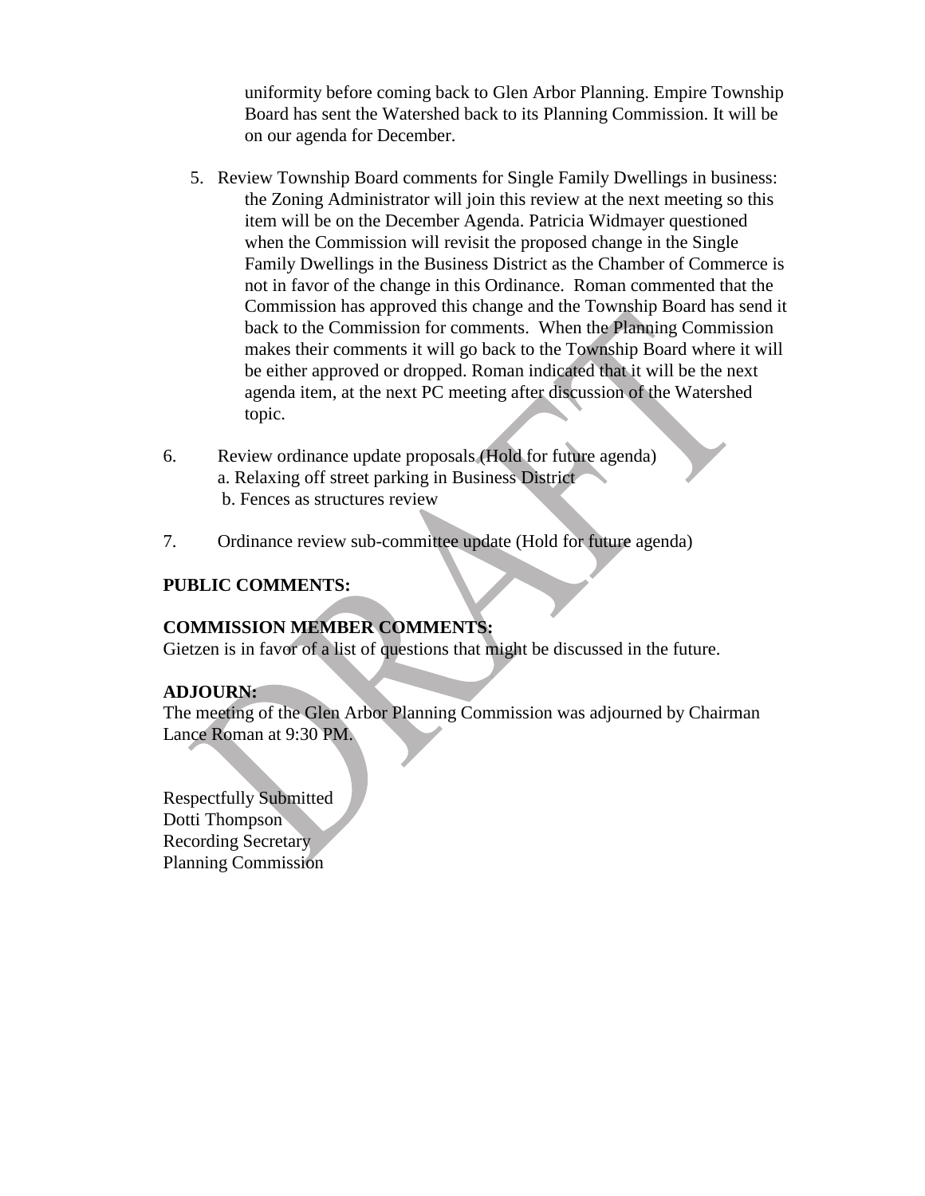uniformity before coming back to Glen Arbor Planning. Empire Township Board has sent the Watershed back to its Planning Commission. It will be on our agenda for December.

5. Review Township Board comments for Single Family Dwellings in business: the Zoning Administrator will join this review at the next meeting so this item will be on the December Agenda. Patricia Widmayer questioned when the Commission will revisit the proposed change in the Single Family Dwellings in the Business District as the Chamber of Commerce is not in favor of the change in this Ordinance. Roman commented that the Commission has approved this change and the Township Board has send it back to the Commission for comments. When the Planning Commission makes their comments it will go back to the Township Board where it will be either approved or dropped. Roman indicated that it will be the next agenda item, at the next PC meeting after discussion of the Watershed topic.

6. Review ordinance update proposals (Hold for future agenda)
   a. Relaxing off street parking in Business District
   b. Fences as structures review

7. Ordinance review sub-committee update (Hold for future agenda)

**PUBLIC COMMENTS:**

**COMMISSION MEMBER COMMENTS:**
Gietzen is in favor of a list of questions that might be discussed in the future.

**ADJOURN:**
The meeting of the Glen Arbor Planning Commission was adjourned by Chairman Lance Roman at 9:30 PM.

Respectfully Submitted
Dotti Thompson
Recording Secretary
Planning Commission